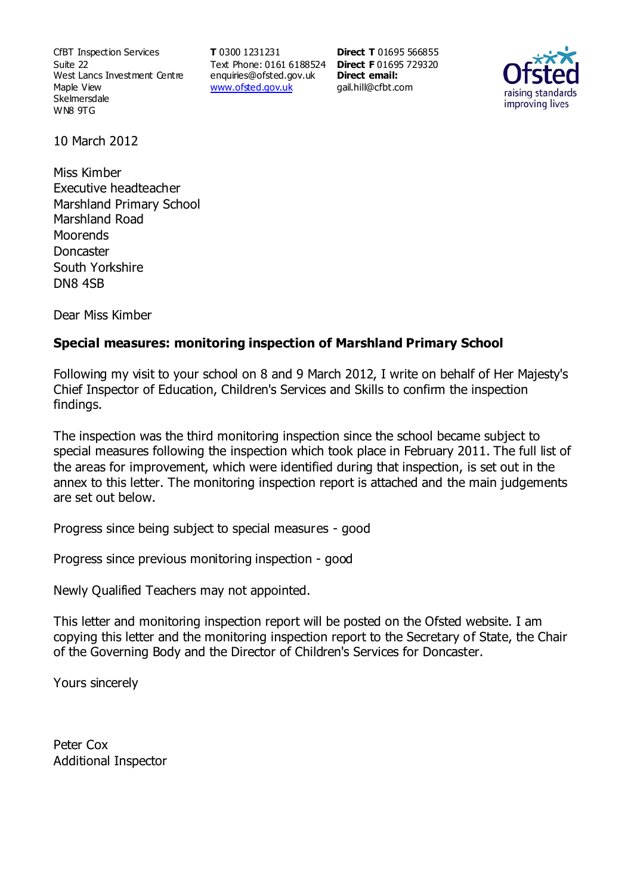CfBT Inspection Services
Suite 22
West Lancs Investment Centre
Maple View
Skelmersdale
WN8 9TG

**T** 0300 1231231
Text Phone: 0161 6188524
enquiries@ofsted.gov.uk
www.ofsted.gov.uk

**Direct T** 01695 566855
**Direct F** 01695 729320
**Direct email:**
gail.hill@cfbt.com

10 March 2012

Miss Kimber
Executive headteacher
Marshland Primary School
Marshland Road
Moorends
Doncaster
South Yorkshire
DN8 4SB

Dear Miss Kimber

**Special measures: monitoring inspection of Marshland Primary School**

Following my visit to your school on 8 and 9 March 2012, I write on behalf of Her Majesty's Chief Inspector of Education, Children's Services and Skills to confirm the inspection findings.

The inspection was the third monitoring inspection since the school became subject to special measures following the inspection which took place in February 2011. The full list of the areas for improvement, which were identified during that inspection, is set out in the annex to this letter. The monitoring inspection report is attached and the main judgements are set out below.

Progress since being subject to special measures - good

Progress since previous monitoring inspection - good

Newly Qualified Teachers may not appointed.

This letter and monitoring inspection report will be posted on the Ofsted website. I am copying this letter and the monitoring inspection report to the Secretary of State, the Chair of the Governing Body and the Director of Children's Services for Doncaster.

Yours sincerely

Peter Cox
Additional Inspector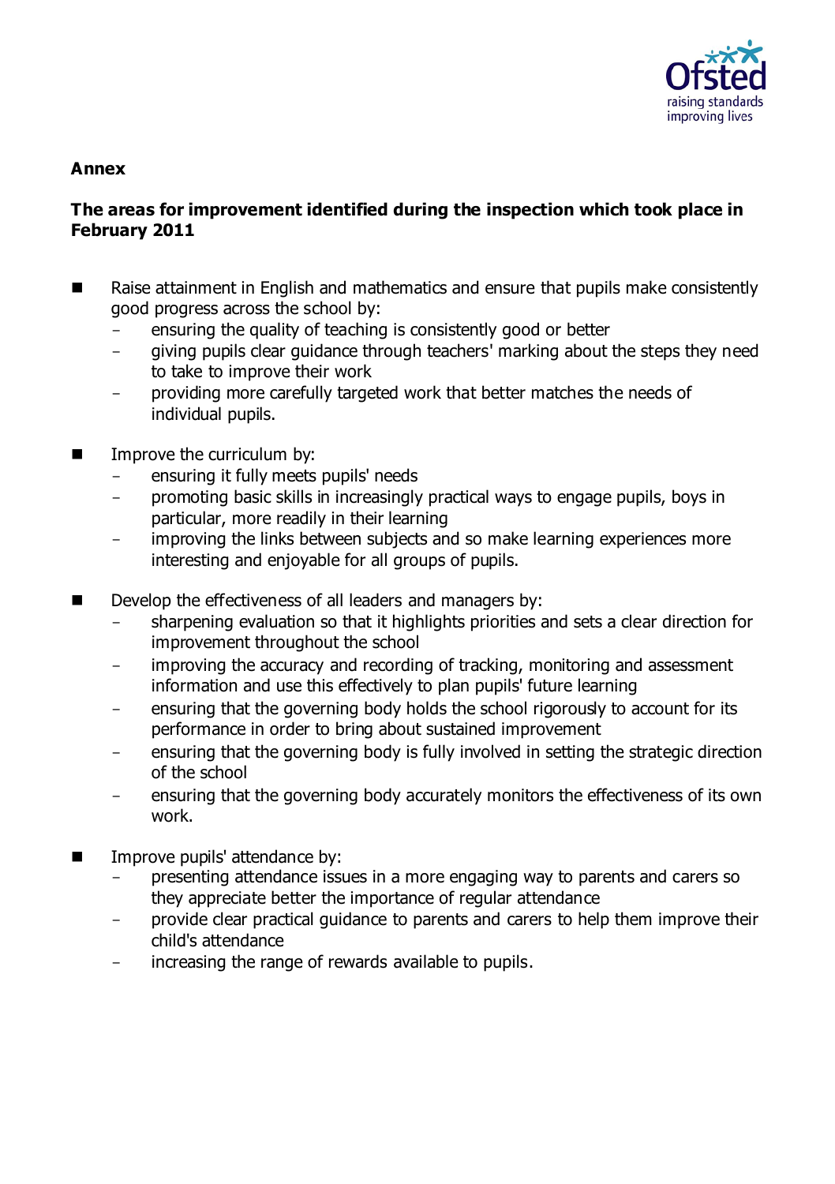**Annex**

**The areas for improvement identified during the inspection which took place in February 2011**

- Raise attainment in English and mathematics and ensure that pupils make consistently good progress across the school by:
  - ensuring the quality of teaching is consistently good or better
  - giving pupils clear guidance through teachers' marking about the steps they need to take to improve their work
  - providing more carefully targeted work that better matches the needs of individual pupils.

- Improve the curriculum by:
  - ensuring it fully meets pupils' needs
  - promoting basic skills in increasingly practical ways to engage pupils, boys in particular, more readily in their learning
  - improving the links between subjects and so make learning experiences more interesting and enjoyable for all groups of pupils.

- Develop the effectiveness of all leaders and managers by:
  - sharpening evaluation so that it highlights priorities and sets a clear direction for improvement throughout the school
  - improving the accuracy and recording of tracking, monitoring and assessment information and use this effectively to plan pupils' future learning
  - ensuring that the governing body holds the school rigorously to account for its performance in order to bring about sustained improvement
  - ensuring that the governing body is fully involved in setting the strategic direction of the school
  - ensuring that the governing body accurately monitors the effectiveness of its own work.

- Improve pupils' attendance by:
  - presenting attendance issues in a more engaging way to parents and carers so they appreciate better the importance of regular attendance
  - provide clear practical guidance to parents and carers to help them improve their child's attendance
  - increasing the range of rewards available to pupils.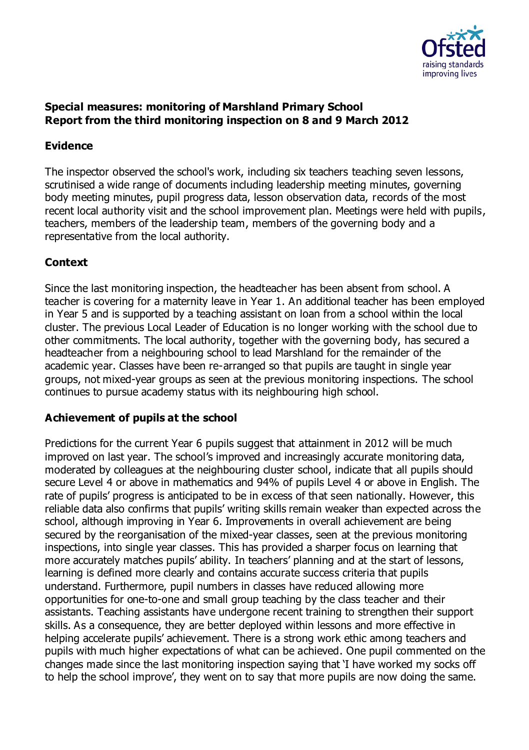**Special measures: monitoring of Marshland Primary School**
**Report from the third monitoring inspection on 8 and 9 March 2012**

## Evidence

The inspector observed the school's work, including six teachers teaching seven lessons, scrutinised a wide range of documents including leadership meeting minutes, governing body meeting minutes, pupil progress data, lesson observation data, records of the most recent local authority visit and the school improvement plan. Meetings were held with pupils, teachers, members of the leadership team, members of the governing body and a representative from the local authority.

## Context

Since the last monitoring inspection, the headteacher has been absent from school. A teacher is covering for a maternity leave in Year 1. An additional teacher has been employed in Year 5 and is supported by a teaching assistant on loan from a school within the local cluster. The previous Local Leader of Education is no longer working with the school due to other commitments. The local authority, together with the governing body, has secured a headteacher from a neighbouring school to lead Marshland for the remainder of the academic year. Classes have been re-arranged so that pupils are taught in single year groups, not mixed-year groups as seen at the previous monitoring inspections. The school continues to pursue academy status with its neighbouring high school.

## Achievement of pupils at the school

Predictions for the current Year 6 pupils suggest that attainment in 2012 will be much improved on last year. The school's improved and increasingly accurate monitoring data, moderated by colleagues at the neighbouring cluster school, indicate that all pupils should secure Level 4 or above in mathematics and 94% of pupils Level 4 or above in English. The rate of pupils' progress is anticipated to be in excess of that seen nationally. However, this reliable data also confirms that pupils' writing skills remain weaker than expected across the school, although improving in Year 6. Improvements in overall achievement are being secured by the reorganisation of the mixed-year classes, seen at the previous monitoring inspections, into single year classes. This has provided a sharper focus on learning that more accurately matches pupils' ability. In teachers' planning and at the start of lessons, learning is defined more clearly and contains accurate success criteria that pupils understand. Furthermore, pupil numbers in classes have reduced allowing more opportunities for one-to-one and small group teaching by the class teacher and their assistants. Teaching assistants have undergone recent training to strengthen their support skills. As a consequence, they are better deployed within lessons and more effective in helping accelerate pupils' achievement. There is a strong work ethic among teachers and pupils with much higher expectations of what can be achieved. One pupil commented on the changes made since the last monitoring inspection saying that 'I have worked my socks off to help the school improve', they went on to say that more pupils are now doing the same.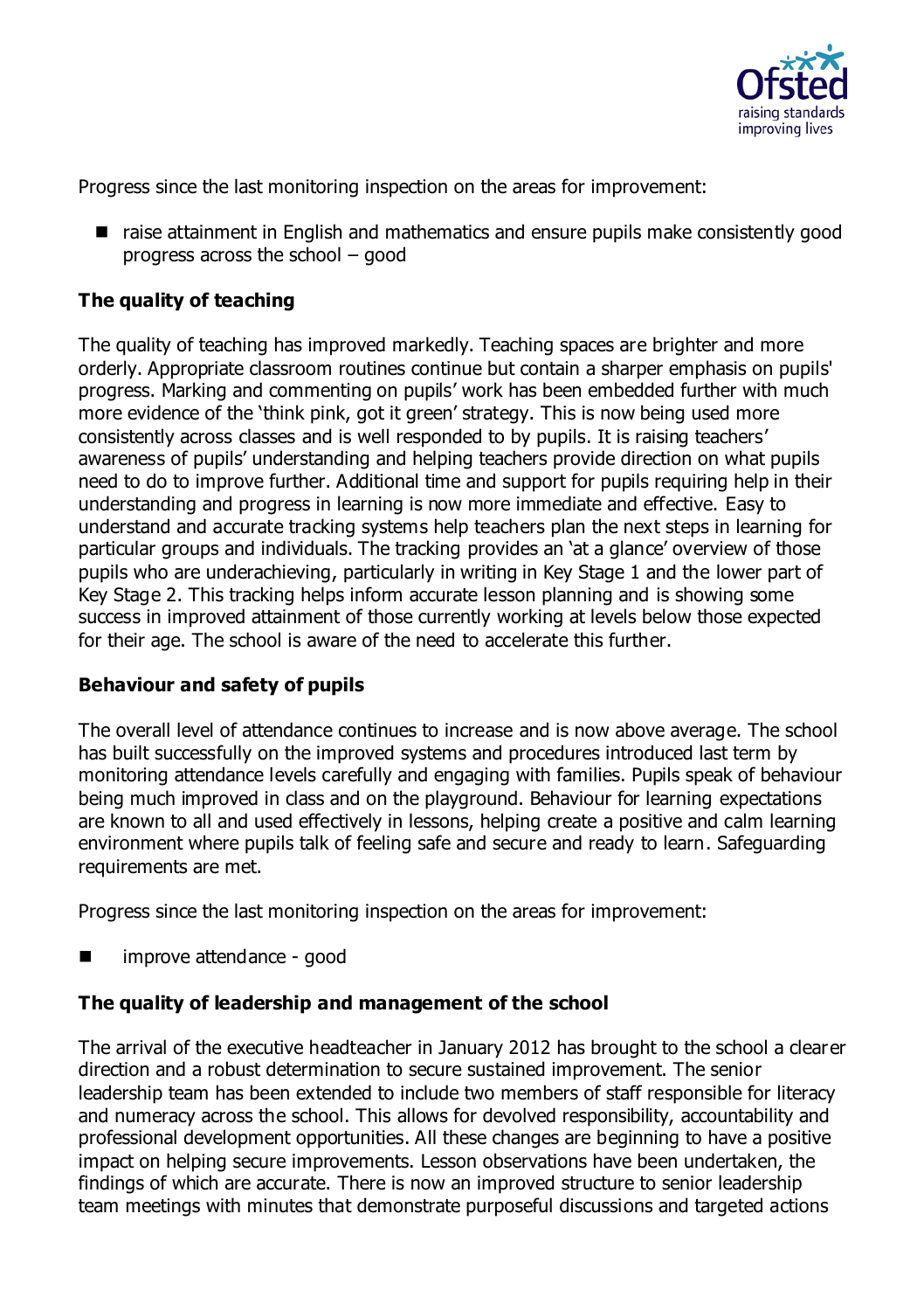Progress since the last monitoring inspection on the areas for improvement:

- raise attainment in English and mathematics and ensure pupils make consistently good progress across the school – good

**The quality of teaching**

The quality of teaching has improved markedly. Teaching spaces are brighter and more orderly. Appropriate classroom routines continue but contain a sharper emphasis on pupils' progress. Marking and commenting on pupils' work has been embedded further with much more evidence of the 'think pink, got it green' strategy. This is now being used more consistently across classes and is well responded to by pupils. It is raising teachers' awareness of pupils' understanding and helping teachers provide direction on what pupils need to do to improve further. Additional time and support for pupils requiring help in their understanding and progress in learning is now more immediate and effective. Easy to understand and accurate tracking systems help teachers plan the next steps in learning for particular groups and individuals. The tracking provides an 'at a glance' overview of those pupils who are underachieving, particularly in writing in Key Stage 1 and the lower part of Key Stage 2. This tracking helps inform accurate lesson planning and is showing some success in improved attainment of those currently working at levels below those expected for their age. The school is aware of the need to accelerate this further.

**Behaviour and safety of pupils**

The overall level of attendance continues to increase and is now above average. The school has built successfully on the improved systems and procedures introduced last term by monitoring attendance levels carefully and engaging with families. Pupils speak of behaviour being much improved in class and on the playground. Behaviour for learning expectations are known to all and used effectively in lessons, helping create a positive and calm learning environment where pupils talk of feeling safe and secure and ready to learn. Safeguarding requirements are met.

Progress since the last monitoring inspection on the areas for improvement:

- improve attendance - good

**The quality of leadership and management of the school**

The arrival of the executive headteacher in January 2012 has brought to the school a clearer direction and a robust determination to secure sustained improvement. The senior leadership team has been extended to include two members of staff responsible for literacy and numeracy across the school. This allows for devolved responsibility, accountability and professional development opportunities. All these changes are beginning to have a positive impact on helping secure improvements. Lesson observations have been undertaken, the findings of which are accurate. There is now an improved structure to senior leadership team meetings with minutes that demonstrate purposeful discussions and targeted actions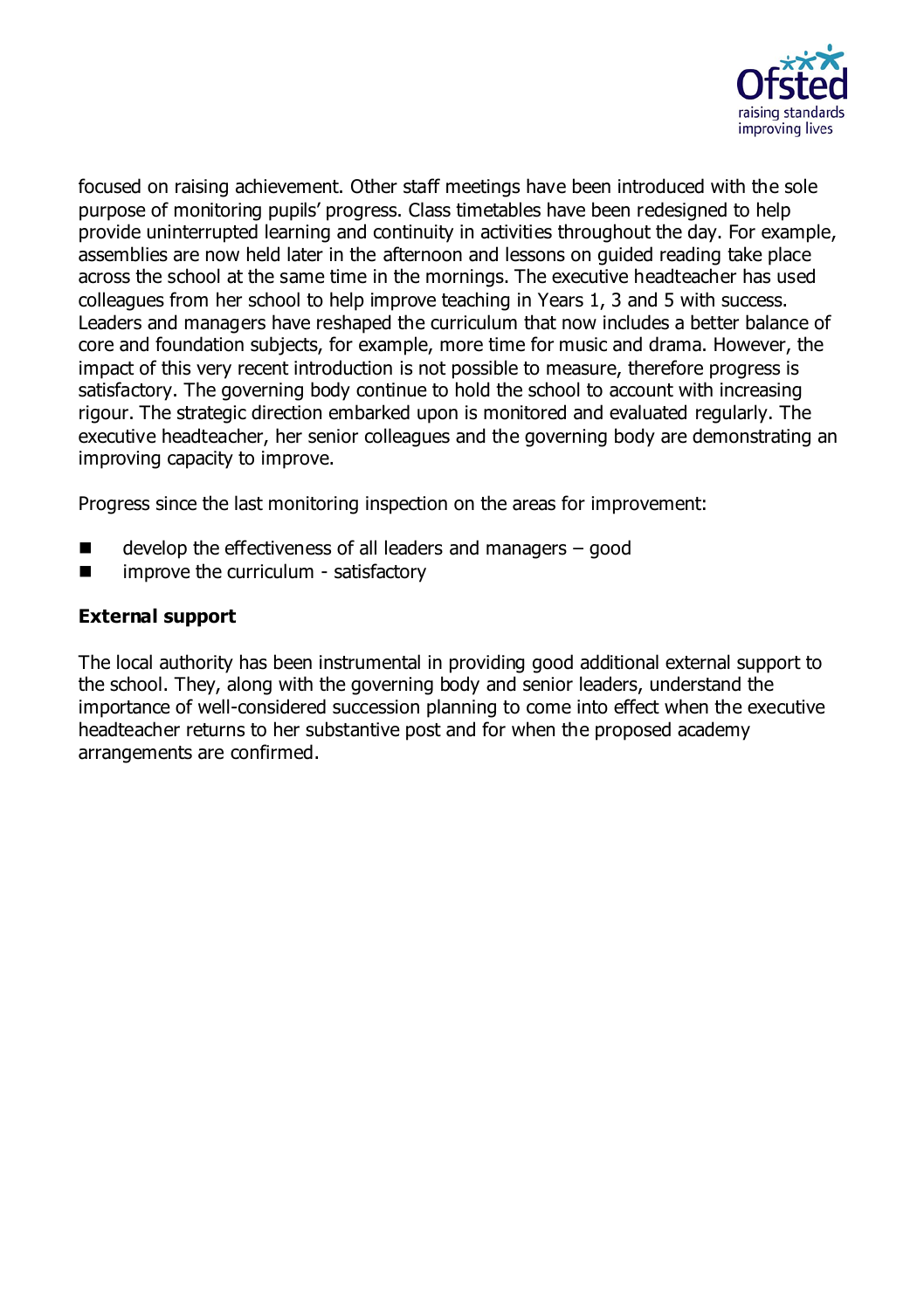focused on raising achievement. Other staff meetings have been introduced with the sole purpose of monitoring pupils' progress. Class timetables have been redesigned to help provide uninterrupted learning and continuity in activities throughout the day. For example, assemblies are now held later in the afternoon and lessons on guided reading take place across the school at the same time in the mornings. The executive headteacher has used colleagues from her school to help improve teaching in Years 1, 3 and 5 with success. Leaders and managers have reshaped the curriculum that now includes a better balance of core and foundation subjects, for example, more time for music and drama. However, the impact of this very recent introduction is not possible to measure, therefore progress is satisfactory. The governing body continue to hold the school to account with increasing rigour. The strategic direction embarked upon is monitored and evaluated regularly. The executive headteacher, her senior colleagues and the governing body are demonstrating an improving capacity to improve.

Progress since the last monitoring inspection on the areas for improvement:

- develop the effectiveness of all leaders and managers – good
- improve the curriculum - satisfactory

**External support**

The local authority has been instrumental in providing good additional external support to the school. They, along with the governing body and senior leaders, understand the importance of well-considered succession planning to come into effect when the executive headteacher returns to her substantive post and for when the proposed academy arrangements are confirmed.